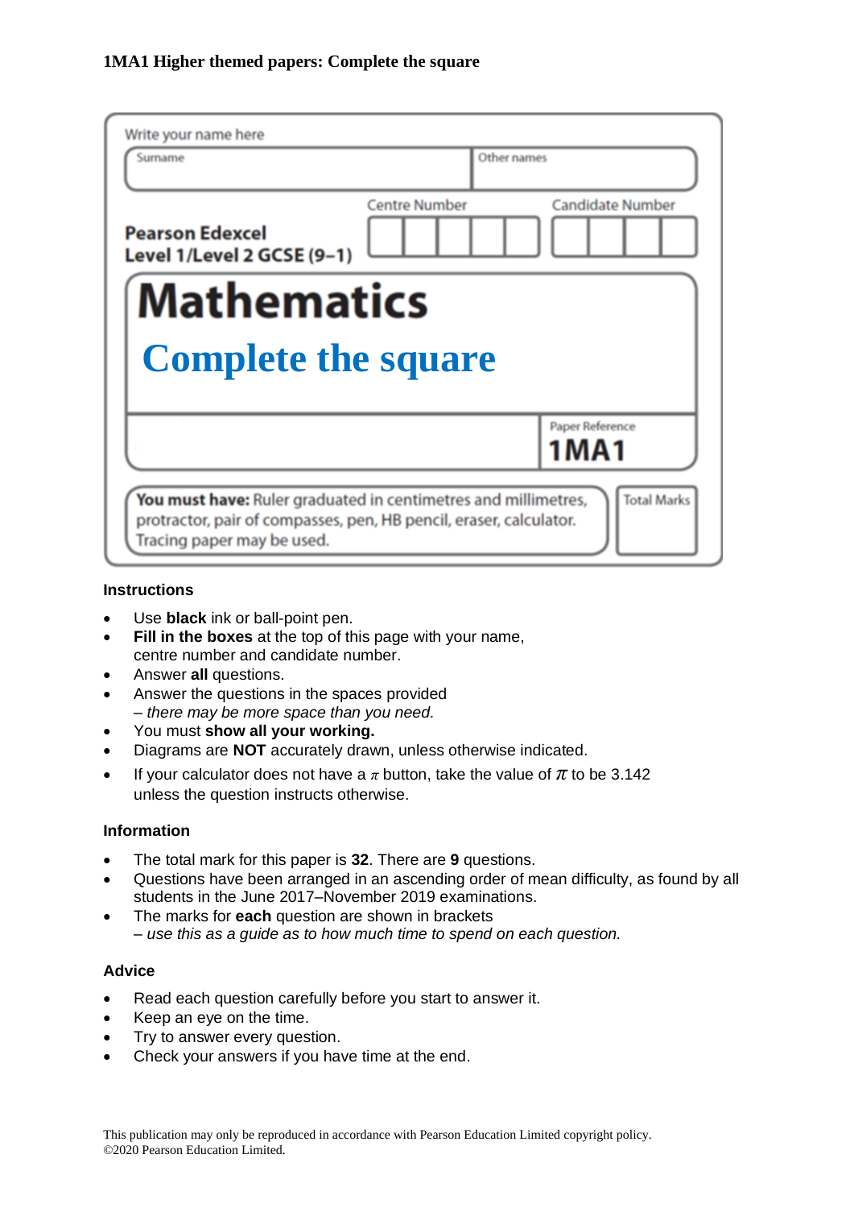**1MA1 Higher themed papers: Complete the square**

Write your name here

| Surname | Other names |
|---|---|
| | |

**Pearson Edexcel Level 1/Level 2 GCSE (9–1)**

Centre Number | Candidate Number

# Mathematics

## Complete the square

Paper Reference **1MA1**

**You must have:** Ruler graduated in centimetres and millimetres, protractor, pair of compasses, pen, HB pencil, eraser, calculator. Tracing paper may be used.

Total Marks

### Instructions

- Use **black** ink or ball-point pen.
- **Fill in the boxes** at the top of this page with your name, centre number and candidate number.
- Answer **all** questions.
- Answer the questions in the spaces provided
  – *there may be more space than you need.*
- You must **show all your working.**
- Diagrams are **NOT** accurately drawn, unless otherwise indicated.
- If your calculator does not have a $\pi$ button, take the value of $\pi$ to be 3.142 unless the question instructs otherwise.

### Information

- The total mark for this paper is **32**. There are **9** questions.
- Questions have been arranged in an ascending order of mean difficulty, as found by all students in the June 2017–November 2019 examinations.
- The marks for **each** question are shown in brackets
  – *use this as a guide as to how much time to spend on each question.*

### Advice

- Read each question carefully before you start to answer it.
- Keep an eye on the time.
- Try to answer every question.
- Check your answers if you have time at the end.

This publication may only be reproduced in accordance with Pearson Education Limited copyright policy.
©2020 Pearson Education Limited.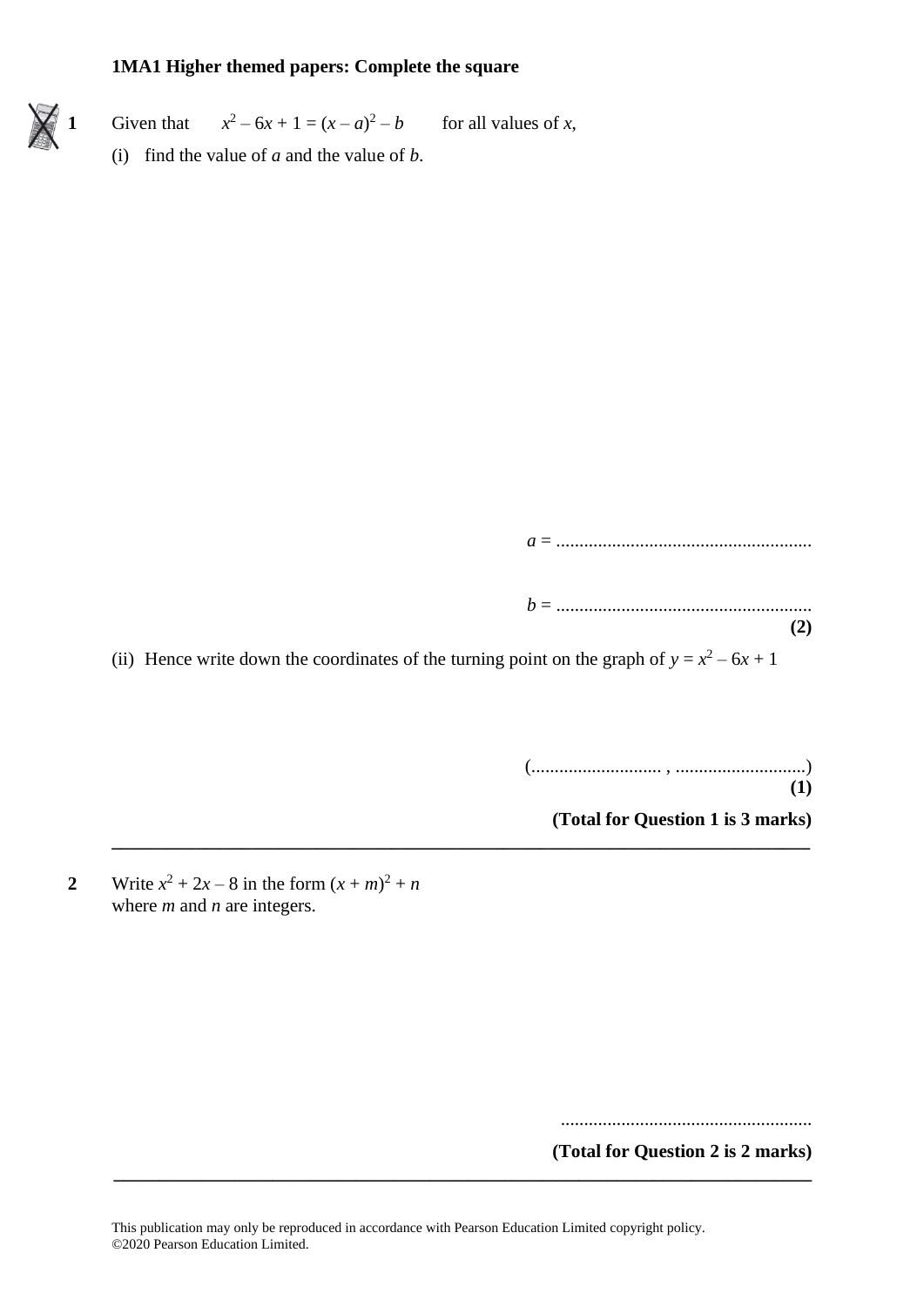**1MA1 Higher themed papers: Complete the square**

**1** Given that $x^2 - 6x + 1 = (x - a)^2 - b$ for all values of $x$,

(i) find the value of $a$ and the value of $b$.

$a$ = .......................................................

$b$ = .......................................................

**(2)**

(ii) Hence write down the coordinates of the turning point on the graph of $y = x^2 - 6x + 1$

(........................... , ...........................)

**(1)**

**(Total for Question 1 is 3 marks)**

---

**2** Write $x^2 + 2x - 8$ in the form $(x + m)^2 + n$
where $m$ and $n$ are integers.

.......................................................

**(Total for Question 2 is 2 marks)**

---

This publication may only be reproduced in accordance with Pearson Education Limited copyright policy.
©2020 Pearson Education Limited.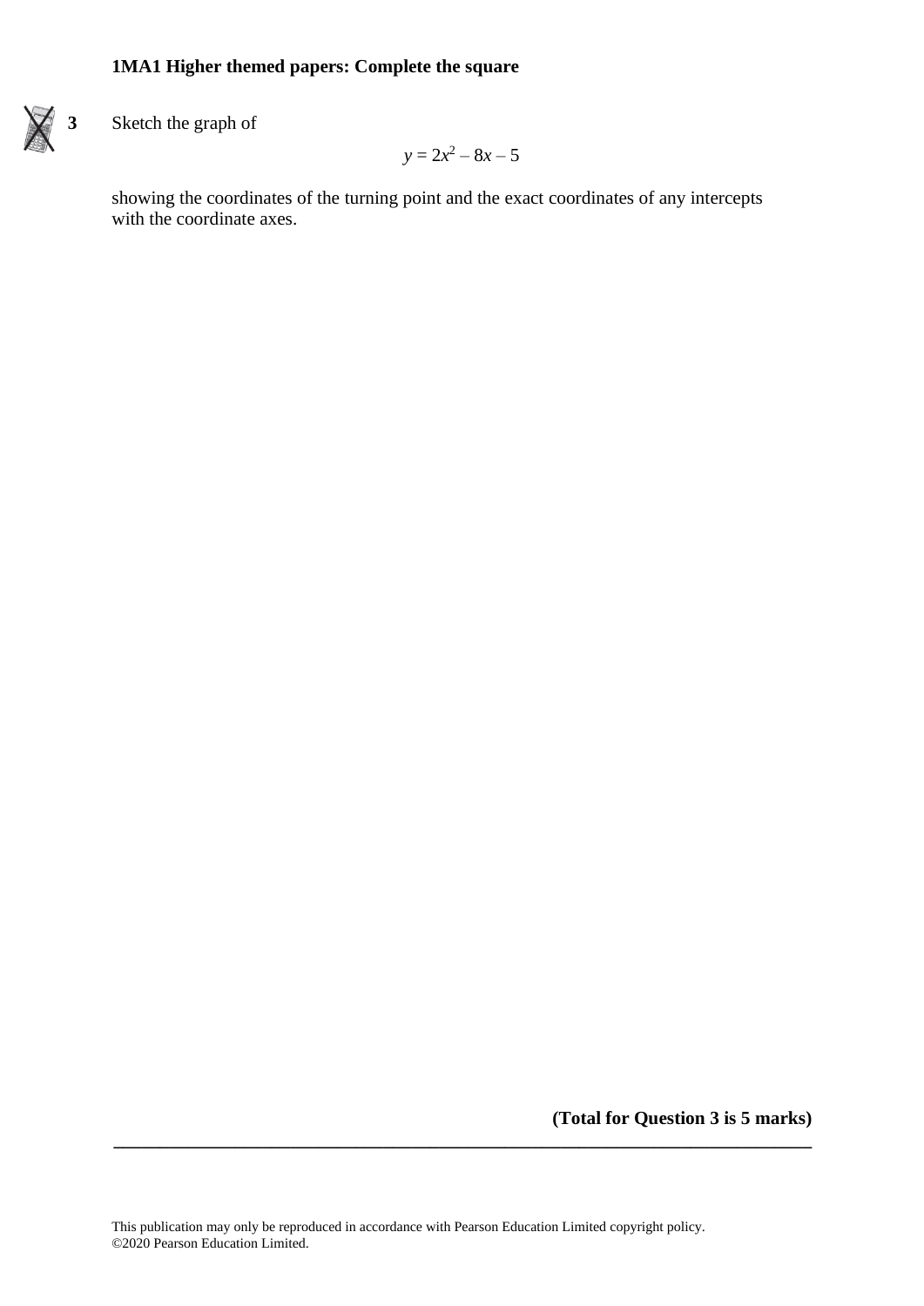**1MA1 Higher themed papers: Complete the square**

**3** Sketch the graph of

$$y = 2x^2 - 8x - 5$$

showing the coordinates of the turning point and the exact coordinates of any intercepts with the coordinate axes.

**(Total for Question 3 is 5 marks)**

This publication may only be reproduced in accordance with Pearson Education Limited copyright policy.
©2020 Pearson Education Limited.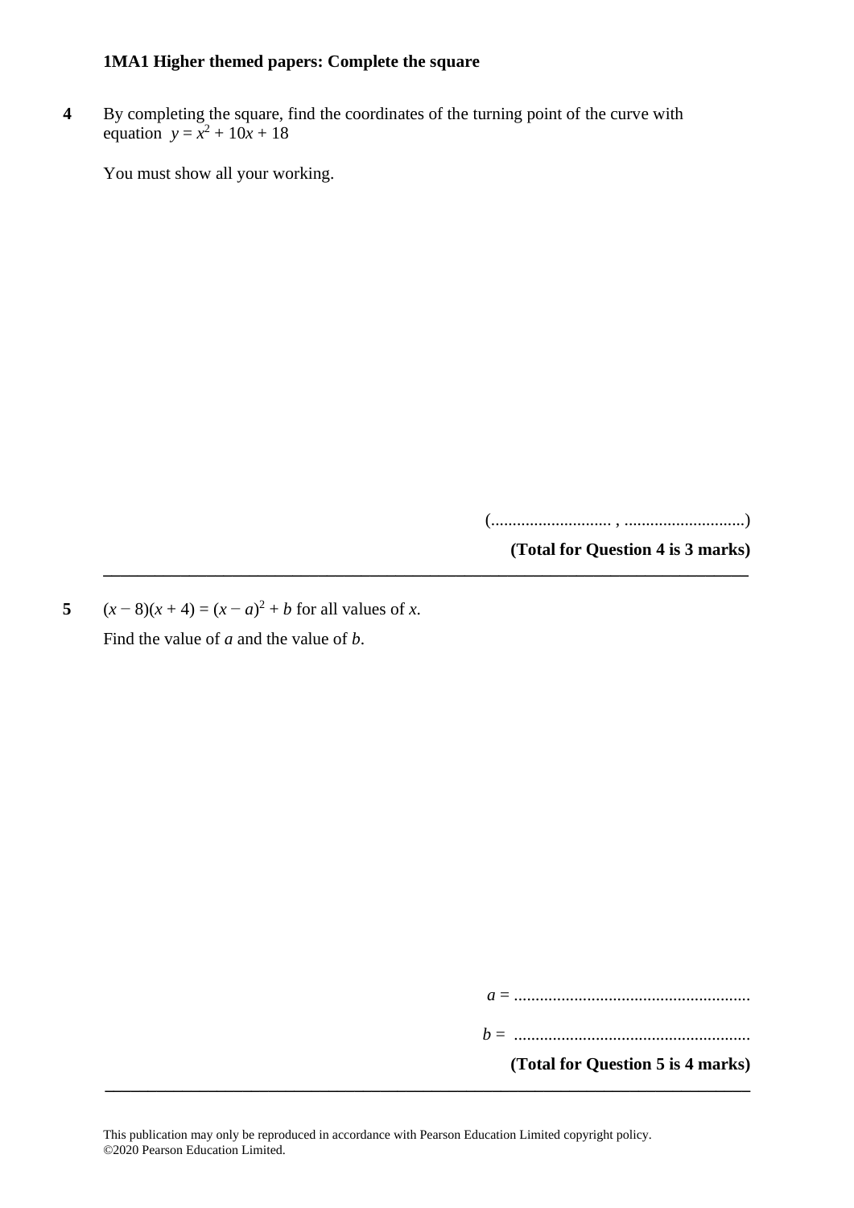**1MA1 Higher themed papers: Complete the square**

**4** By completing the square, find the coordinates of the turning point of the curve with equation $y = x^2 + 10x + 18$

You must show all your working.

(............................ , ............................)

**(Total for Question 4 is 3 marks)**

---

**5** $(x - 8)(x + 4) = (x - a)^2 + b$ for all values of $x$.

Find the value of $a$ and the value of $b$.

$a$ = .......................................................

$b$ = .......................................................

**(Total for Question 5 is 4 marks)**

---

This publication may only be reproduced in accordance with Pearson Education Limited copyright policy.
©2020 Pearson Education Limited.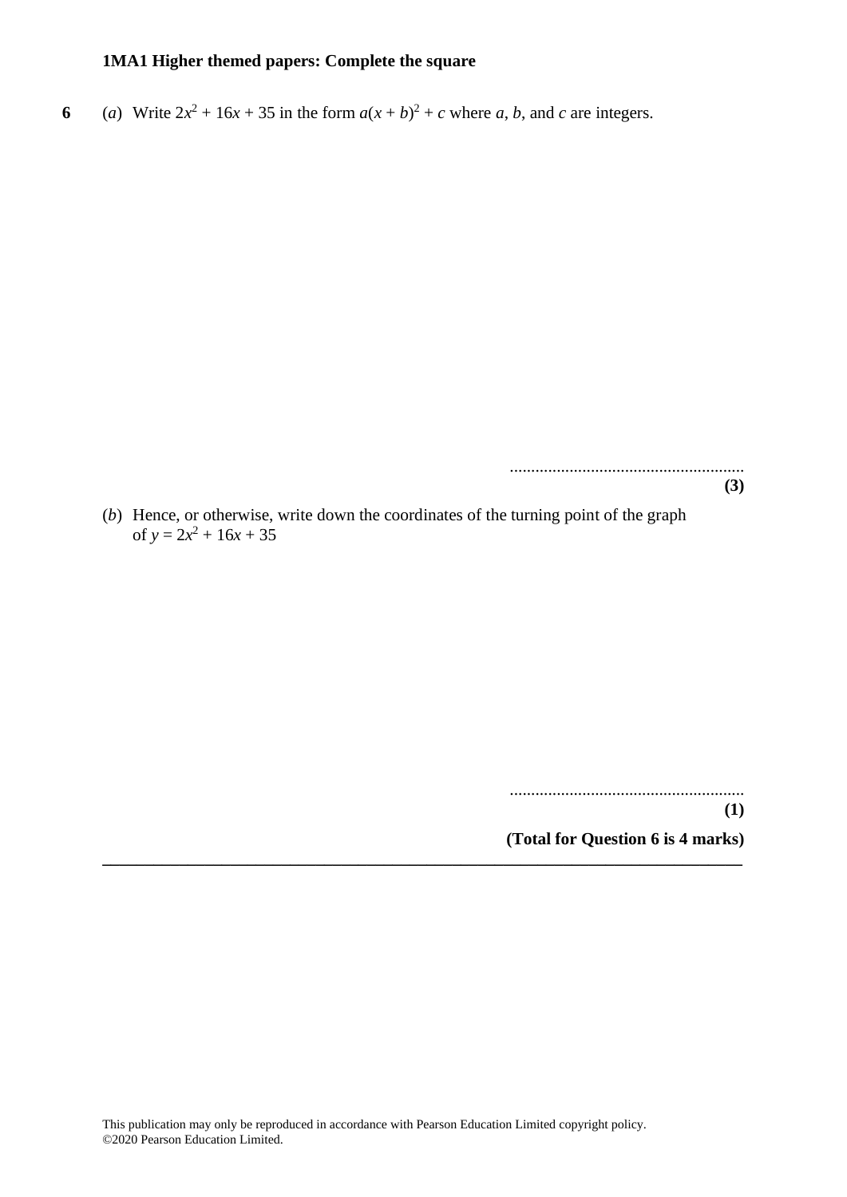**1MA1 Higher themed papers: Complete the square**

**6** (*a*) Write $2x^2 + 16x + 35$ in the form $a(x + b)^2 + c$ where $a$, $b$, and $c$ are integers.

.......................................................

**(3)**

(*b*) Hence, or otherwise, write down the coordinates of the turning point of the graph of $y = 2x^2 + 16x + 35$

.......................................................

**(1)**

**(Total for Question 6 is 4 marks)**

---

This publication may only be reproduced in accordance with Pearson Education Limited copyright policy.
©2020 Pearson Education Limited.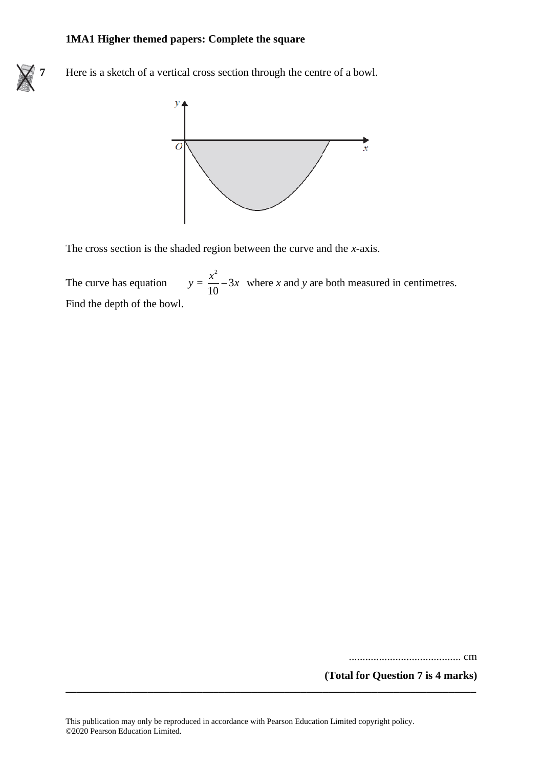**7** Here is a sketch of a vertical cross section through the centre of a bowl.

The cross section is the shaded region between the curve and the $x$-axis.

The curve has equation $y = \frac{x^2}{10} - 3x$ where $x$ and $y$ are both measured in centimetres.

Find the depth of the bowl.

.......................................... cm

**(Total for Question 7 is 4 marks)**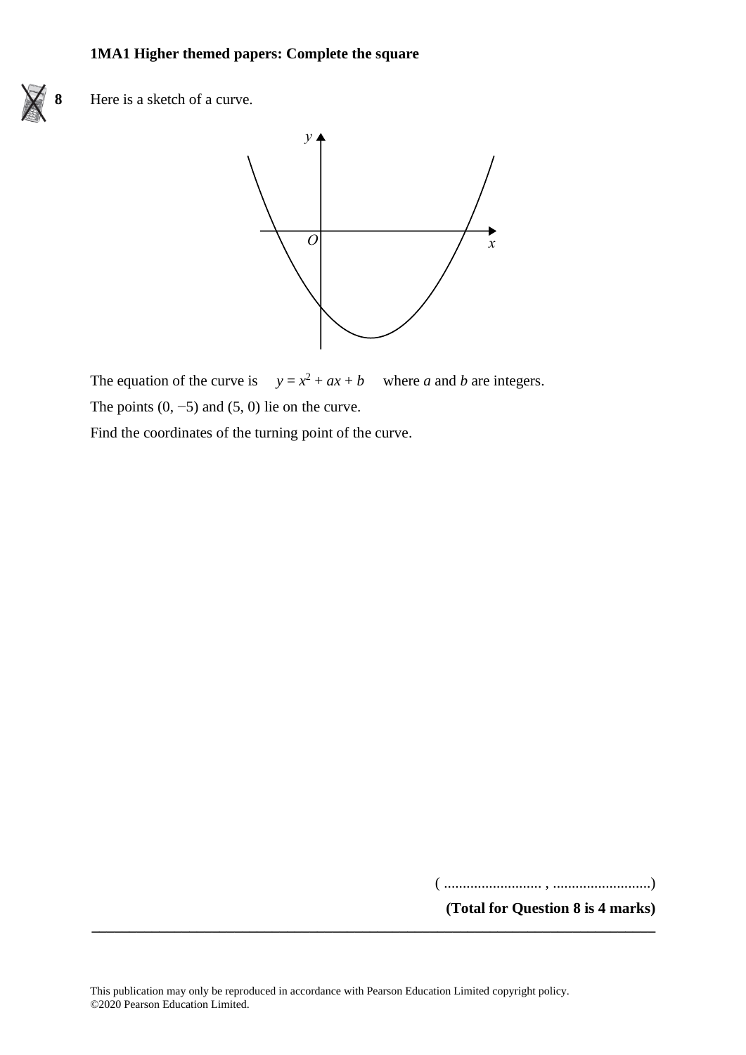**8** Here is a sketch of a curve.

The equation of the curve is $y = x^2 + ax + b$ where $a$ and $b$ are integers.

The points $(0, -5)$ and $(5, 0)$ lie on the curve.

Find the coordinates of the turning point of the curve.

( .......................... , ..........................)

**(Total for Question 8 is 4 marks)**

---

This publication may only be reproduced in accordance with Pearson Education Limited copyright policy.
©2020 Pearson Education Limited.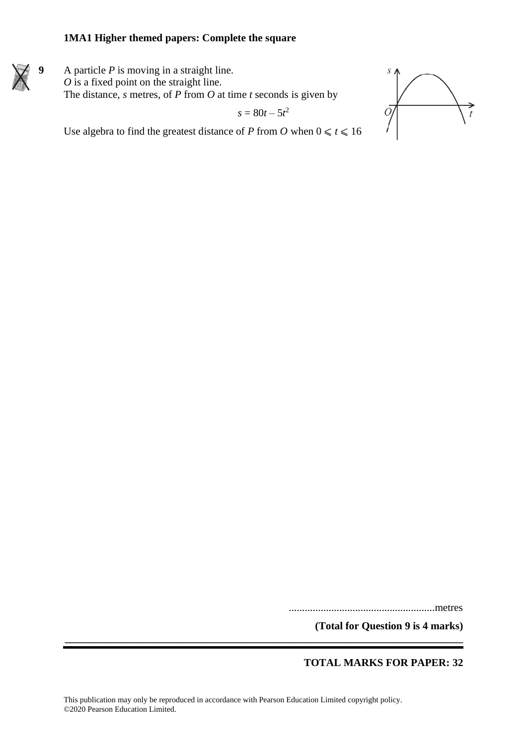**9** A particle $P$ is moving in a straight line.
$O$ is a fixed point on the straight line.
The distance, $s$ metres, of $P$ from $O$ at time $t$ seconds is given by

$$s = 80t - 5t^2$$

Use algebra to find the greatest distance of $P$ from $O$ when $0 \leqslant t \leqslant 16$

s

O

t

.......................................................metres

**(Total for Question 9 is 4 marks)**

---

**TOTAL MARKS FOR PAPER: 32**

This publication may only be reproduced in accordance with Pearson Education Limited copyright policy.
©2020 Pearson Education Limited.